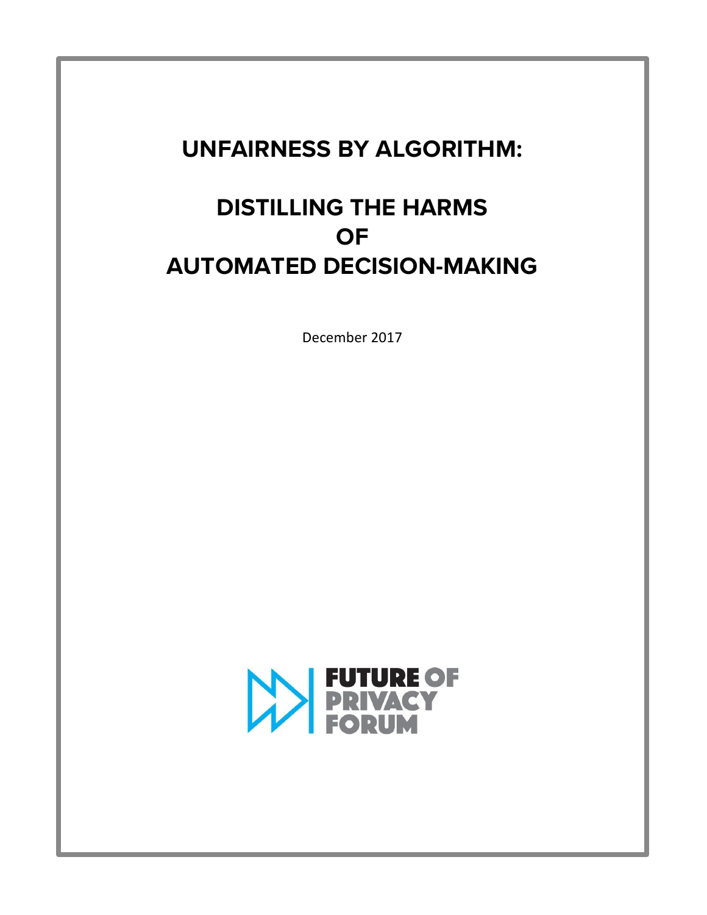# UNFAIRNESS BY ALGORITHM:

# DISTILLING THE HARMS OF AUTOMATED DECISION-MAKING

December 2017

FUTURE OF PRIVACY FORUM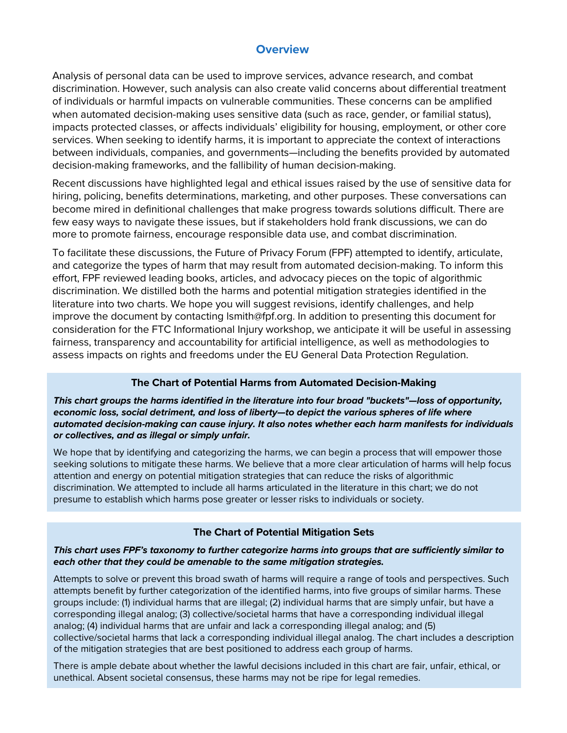## Overview

Analysis of personal data can be used to improve services, advance research, and combat discrimination. However, such analysis can also create valid concerns about differential treatment of individuals or harmful impacts on vulnerable communities. These concerns can be amplified when automated decision-making uses sensitive data (such as race, gender, or familial status), impacts protected classes, or affects individuals' eligibility for housing, employment, or other core services. When seeking to identify harms, it is important to appreciate the context of interactions between individuals, companies, and governments—including the benefits provided by automated decision-making frameworks, and the fallibility of human decision-making.

Recent discussions have highlighted legal and ethical issues raised by the use of sensitive data for hiring, policing, benefits determinations, marketing, and other purposes. These conversations can become mired in definitional challenges that make progress towards solutions difficult. There are few easy ways to navigate these issues, but if stakeholders hold frank discussions, we can do more to promote fairness, encourage responsible data use, and combat discrimination.

To facilitate these discussions, the Future of Privacy Forum (FPF) attempted to identify, articulate, and categorize the types of harm that may result from automated decision-making. To inform this effort, FPF reviewed leading books, articles, and advocacy pieces on the topic of algorithmic discrimination. We distilled both the harms and potential mitigation strategies identified in the literature into two charts. We hope you will suggest revisions, identify challenges, and help improve the document by contacting lsmith@fpf.org. In addition to presenting this document for consideration for the FTC Informational Injury workshop, we anticipate it will be useful in assessing fairness, transparency and accountability for artificial intelligence, as well as methodologies to assess impacts on rights and freedoms under the EU General Data Protection Regulation.

### The Chart of Potential Harms from Automated Decision-Making

***This chart groups the harms identified in the literature into four broad "buckets"—loss of opportunity, economic loss, social detriment, and loss of liberty—to depict the various spheres of life where automated decision-making can cause injury. It also notes whether each harm manifests for individuals or collectives, and as illegal or simply unfair.***

We hope that by identifying and categorizing the harms, we can begin a process that will empower those seeking solutions to mitigate these harms. We believe that a more clear articulation of harms will help focus attention and energy on potential mitigation strategies that can reduce the risks of algorithmic discrimination. We attempted to include all harms articulated in the literature in this chart; we do not presume to establish which harms pose greater or lesser risks to individuals or society.

### The Chart of Potential Mitigation Sets

***This chart uses FPF's taxonomy to further categorize harms into groups that are sufficiently similar to each other that they could be amenable to the same mitigation strategies.***

Attempts to solve or prevent this broad swath of harms will require a range of tools and perspectives. Such attempts benefit by further categorization of the identified harms, into five groups of similar harms. These groups include: (1) individual harms that are illegal; (2) individual harms that are simply unfair, but have a corresponding illegal analog; (3) collective/societal harms that have a corresponding individual illegal analog; (4) individual harms that are unfair and lack a corresponding illegal analog; and (5) collective/societal harms that lack a corresponding individual illegal analog. The chart includes a description of the mitigation strategies that are best positioned to address each group of harms.

There is ample debate about whether the lawful decisions included in this chart are fair, unfair, ethical, or unethical. Absent societal consensus, these harms may not be ripe for legal remedies.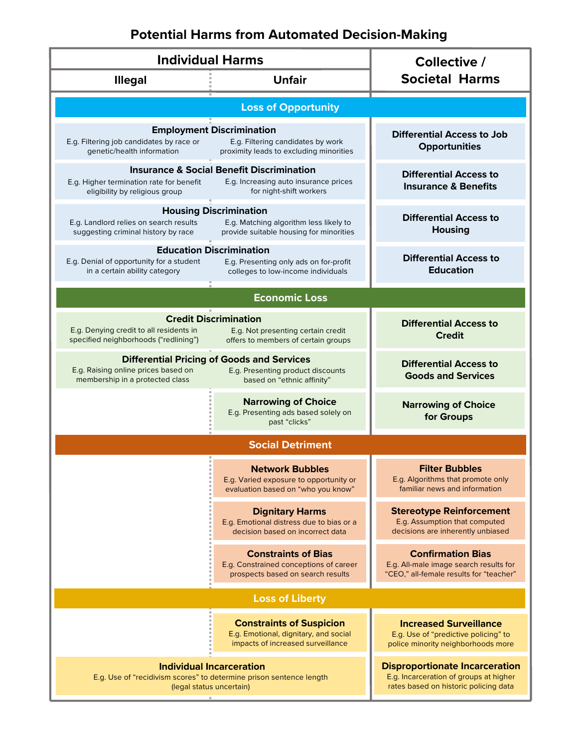# Potential Harms from Automated Decision-Making

| Individual Harms: Illegal | Individual Harms: Unfair | Collective / Societal Harms |
|---|---|---|
| **Loss of Opportunity** | | |
| **Employment Discrimination** E.g. Filtering job candidates by race or genetic/health information | E.g. Filtering candidates by work proximity leads to excluding minorities | **Differential Access to Job Opportunities** |
| **Insurance & Social Benefit Discrimination** E.g. Higher termination rate for benefit eligibility by religious group | E.g. Increasing auto insurance prices for night-shift workers | **Differential Access to Insurance & Benefits** |
| **Housing Discrimination** E.g. Landlord relies on search results suggesting criminal history by race | E.g. Matching algorithm less likely to provide suitable housing for minorities | **Differential Access to Housing** |
| **Education Discrimination** E.g. Denial of opportunity for a student in a certain ability category | E.g. Presenting only ads on for-profit colleges to low-income individuals | **Differential Access to Education** |
| **Economic Loss** | | |
| **Credit Discrimination** E.g. Denying credit to all residents in specified neighborhoods ("redlining") | E.g. Not presenting certain credit offers to members of certain groups | **Differential Access to Credit** |
| **Differential Pricing of Goods and Services** E.g. Raising online prices based on membership in a protected class | E.g. Presenting product discounts based on "ethnic affinity" | **Differential Access to Goods and Services** |
| | **Narrowing of Choice** E.g. Presenting ads based solely on past "clicks" | **Narrowing of Choice for Groups** |
| **Social Detriment** | | |
| | **Network Bubbles** E.g. Varied exposure to opportunity or evaluation based on "who you know" | **Filter Bubbles** E.g. Algorithms that promote only familiar news and information |
| | **Dignitary Harms** E.g. Emotional distress due to bias or a decision based on incorrect data | **Stereotype Reinforcement** E.g. Assumption that computed decisions are inherently unbiased |
| | **Constraints of Bias** E.g. Constrained conceptions of career prospects based on search results | **Confirmation Bias** E.g. All-male image search results for "CEO," all-female results for "teacher" |
| **Loss of Liberty** | | |
| | **Constraints of Suspicion** E.g. Emotional, dignitary, and social impacts of increased surveillance | **Increased Surveillance** E.g. Use of "predictive policing" to police minority neighborhoods more |
| **Individual Incarceration** E.g. Use of "recidivism scores" to determine prison sentence length (legal status uncertain) | | **Disproportionate Incarceration** E.g. Incarceration of groups at higher rates based on historic policing data |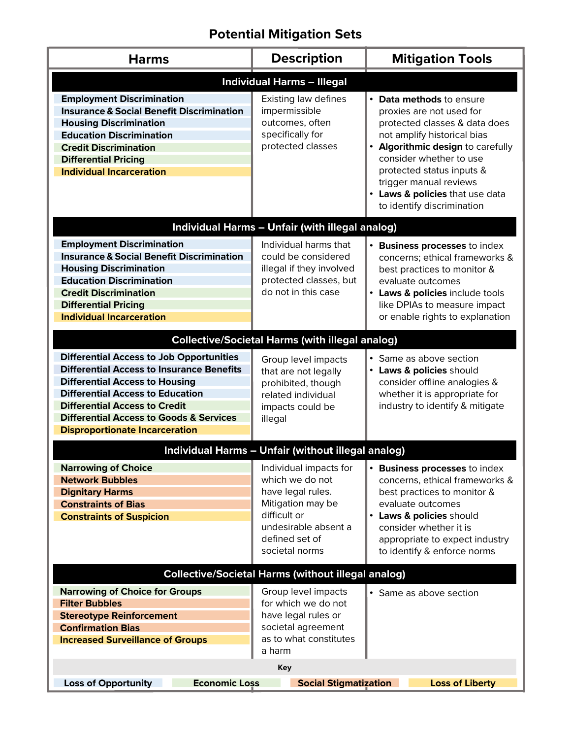# Potential Mitigation Sets

| Harms | Description | Mitigation Tools |
|---|---|---|
| **Individual Harms – Illegal** | | |
| **Employment Discrimination**<br>**Insurance & Social Benefit Discrimination**<br>**Housing Discrimination**<br>**Education Discrimination**<br>**Credit Discrimination**<br>**Differential Pricing**<br>**Individual Incarceration** | Existing law defines impermissible outcomes, often specifically for protected classes | • **Data methods** to ensure proxies are not used for protected classes & data does not amplify historical bias<br>• **Algorithmic design** to carefully consider whether to use protected status inputs & trigger manual reviews<br>• **Laws & policies** that use data to identify discrimination |
| **Individual Harms – Unfair (with illegal analog)** | | |
| **Employment Discrimination**<br>**Insurance & Social Benefit Discrimination**<br>**Housing Discrimination**<br>**Education Discrimination**<br>**Credit Discrimination**<br>**Differential Pricing**<br>**Individual Incarceration** | Individual harms that could be considered illegal if they involved protected classes, but do not in this case | • **Business processes** to index concerns; ethical frameworks & best practices to monitor & evaluate outcomes<br>• **Laws & policies** include tools like DPIAs to measure impact or enable rights to explanation |
| **Collective/Societal Harms (with illegal analog)** | | |
| **Differential Access to Job Opportunities**<br>**Differential Access to Insurance Benefits**<br>**Differential Access to Housing**<br>**Differential Access to Education**<br>**Differential Access to Credit**<br>**Differential Access to Goods & Services**<br>**Disproportionate Incarceration** | Group level impacts that are not legally prohibited, though related individual impacts could be illegal | • Same as above section<br>• **Laws & policies** should consider offline analogies & whether it is appropriate for industry to identify & mitigate |
| **Individual Harms – Unfair (without illegal analog)** | | |
| **Narrowing of Choice**<br>**Network Bubbles**<br>**Dignitary Harms**<br>**Constraints of Bias**<br>**Constraints of Suspicion** | Individual impacts for which we do not have legal rules. Mitigation may be difficult or undesirable absent a defined set of societal norms | • **Business processes** to index concerns, ethical frameworks & best practices to monitor & evaluate outcomes<br>• **Laws & policies** should consider whether it is appropriate to expect industry to identify & enforce norms |
| **Collective/Societal Harms (without illegal analog)** | | |
| **Narrowing of Choice for Groups**<br>**Filter Bubbles**<br>**Stereotype Reinforcement**<br>**Confirmation Bias**<br>**Increased Surveillance of Groups** | Group level impacts for which we do not have legal rules or societal agreement as to what constitutes a harm | • Same as above section |

**Key**

| Loss of Opportunity | Economic Loss | Social Stigmatization | Loss of Liberty |
|---|---|---|---|
| Employment Discrimination; Insurance & Social Benefit Discrimination; Housing Discrimination; Education Discrimination; Differential Access to Job Opportunities; Differential Access to Insurance Benefits; Differential Access to Housing; Differential Access to Education | Credit Discrimination; Differential Pricing; Differential Access to Credit; Differential Access to Goods & Services; Narrowing of Choice; Narrowing of Choice for Groups | Network Bubbles; Dignitary Harms; Constraints of Bias; Filter Bubbles; Stereotype Reinforcement; Confirmation Bias | Individual Incarceration; Disproportionate Incarceration; Constraints of Suspicion; Increased Surveillance of Groups |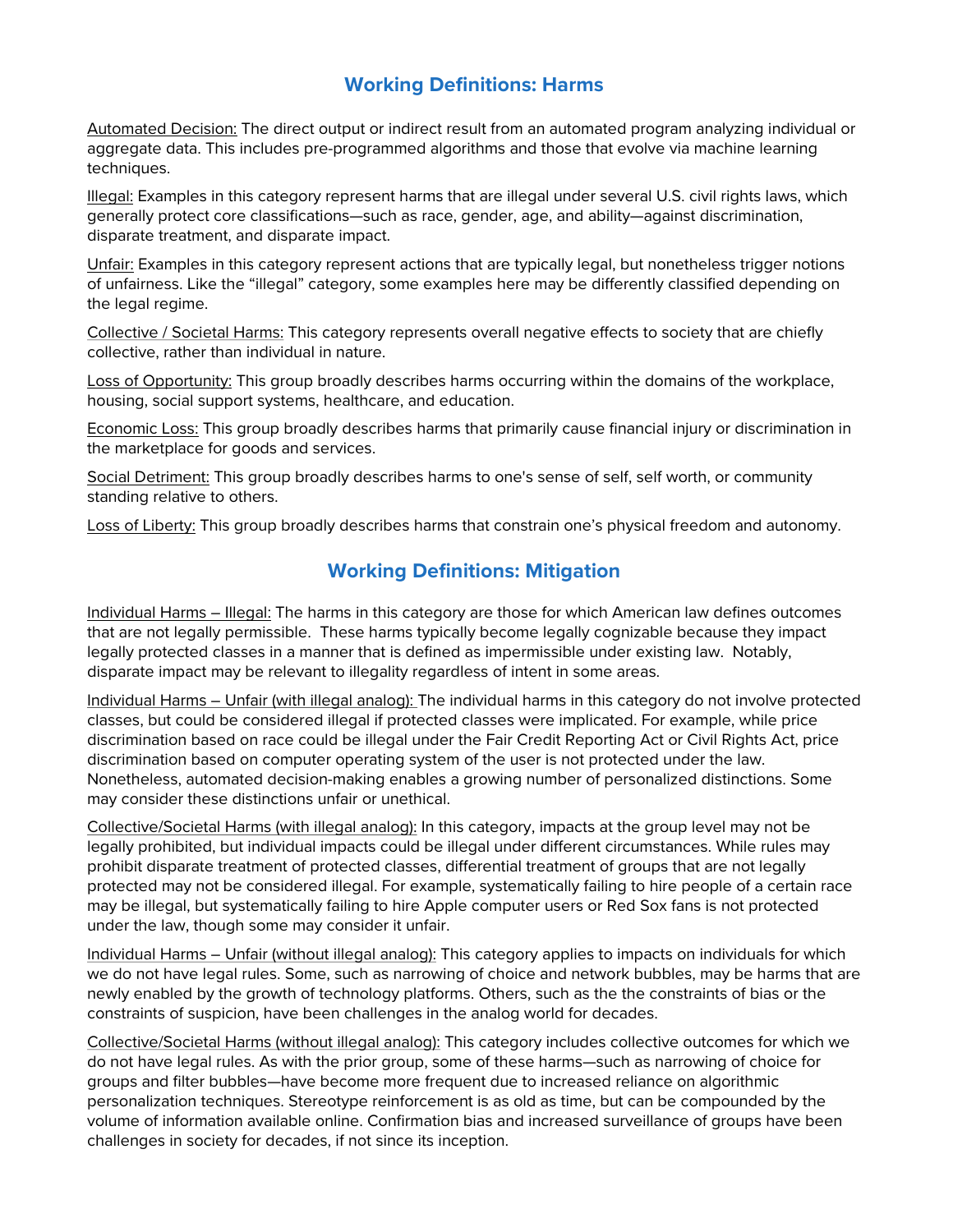## Working Definitions: Harms

Automated Decision: The direct output or indirect result from an automated program analyzing individual or aggregate data. This includes pre-programmed algorithms and those that evolve via machine learning techniques.

Illegal: Examples in this category represent harms that are illegal under several U.S. civil rights laws, which generally protect core classifications—such as race, gender, age, and ability—against discrimination, disparate treatment, and disparate impact.

Unfair: Examples in this category represent actions that are typically legal, but nonetheless trigger notions of unfairness. Like the "illegal" category, some examples here may be differently classified depending on the legal regime.

Collective / Societal Harms: This category represents overall negative effects to society that are chiefly collective, rather than individual in nature.

Loss of Opportunity: This group broadly describes harms occurring within the domains of the workplace, housing, social support systems, healthcare, and education.

Economic Loss: This group broadly describes harms that primarily cause financial injury or discrimination in the marketplace for goods and services.

Social Detriment: This group broadly describes harms to one's sense of self, self worth, or community standing relative to others.

Loss of Liberty: This group broadly describes harms that constrain one's physical freedom and autonomy.

## Working Definitions: Mitigation

Individual Harms – Illegal: The harms in this category are those for which American law defines outcomes that are not legally permissible. These harms typically become legally cognizable because they impact legally protected classes in a manner that is defined as impermissible under existing law. Notably, disparate impact may be relevant to illegality regardless of intent in some areas.

Individual Harms – Unfair (with illegal analog): The individual harms in this category do not involve protected classes, but could be considered illegal if protected classes were implicated. For example, while price discrimination based on race could be illegal under the Fair Credit Reporting Act or Civil Rights Act, price discrimination based on computer operating system of the user is not protected under the law. Nonetheless, automated decision-making enables a growing number of personalized distinctions. Some may consider these distinctions unfair or unethical.

Collective/Societal Harms (with illegal analog): In this category, impacts at the group level may not be legally prohibited, but individual impacts could be illegal under different circumstances. While rules may prohibit disparate treatment of protected classes, differential treatment of groups that are not legally protected may not be considered illegal. For example, systematically failing to hire people of a certain race may be illegal, but systematically failing to hire Apple computer users or Red Sox fans is not protected under the law, though some may consider it unfair.

Individual Harms – Unfair (without illegal analog): This category applies to impacts on individuals for which we do not have legal rules. Some, such as narrowing of choice and network bubbles, may be harms that are newly enabled by the growth of technology platforms. Others, such as the the constraints of bias or the constraints of suspicion, have been challenges in the analog world for decades.

Collective/Societal Harms (without illegal analog): This category includes collective outcomes for which we do not have legal rules. As with the prior group, some of these harms—such as narrowing of choice for groups and filter bubbles—have become more frequent due to increased reliance on algorithmic personalization techniques. Stereotype reinforcement is as old as time, but can be compounded by the volume of information available online. Confirmation bias and increased surveillance of groups have been challenges in society for decades, if not since its inception.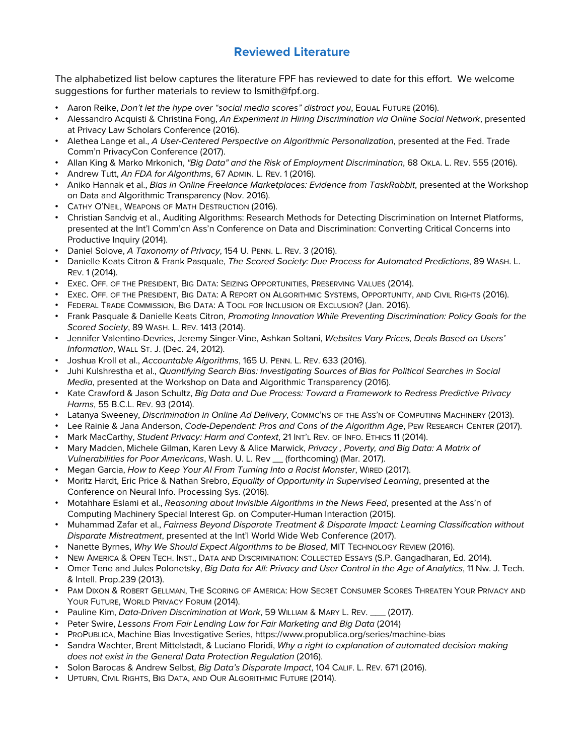## Reviewed Literature

The alphabetized list below captures the literature FPF has reviewed to date for this effort. We welcome suggestions for further materials to review to lsmith@fpf.org.

- Aaron Reike, *Don't let the hype over "social media scores" distract you*, EQUAL FUTURE (2016).
- Alessandro Acquisti & Christina Fong, *An Experiment in Hiring Discrimination via Online Social Network*, presented at Privacy Law Scholars Conference (2016).
- Alethea Lange et al., *A User-Centered Perspective on Algorithmic Personalization*, presented at the Fed. Trade Comm'n PrivacyCon Conference (2017).
- Allan King & Marko Mrkonich, *"Big Data" and the Risk of Employment Discrimination*, 68 OKLA. L. REV. 555 (2016).
- Andrew Tutt, *An FDA for Algorithms*, 67 ADMIN. L. REV. 1 (2016).
- Aniko Hannak et al., *Bias in Online Freelance Marketplaces: Evidence from TaskRabbit*, presented at the Workshop on Data and Algorithmic Transparency (Nov. 2016).
- CATHY O'NEIL, WEAPONS OF MATH DESTRUCTION (2016).
- Christian Sandvig et al., Auditing Algorithms: Research Methods for Detecting Discrimination on Internet Platforms, presented at the Int'l Comm'cn Ass'n Conference on Data and Discrimination: Converting Critical Concerns into Productive Inquiry (2014).
- Daniel Solove, *A Taxonomy of Privacy*, 154 U. PENN. L. REV. 3 (2016).
- Danielle Keats Citron & Frank Pasquale, *The Scored Society: Due Process for Automated Predictions*, 89 WASH. L. REV. 1 (2014).
- EXEC. OFF. OF THE PRESIDENT, BIG DATA: SEIZING OPPORTUNITIES, PRESERVING VALUES (2014).
- EXEC. OFF. OF THE PRESIDENT, BIG DATA: A REPORT ON ALGORITHMIC SYSTEMS, OPPORTUNITY, AND CIVIL RIGHTS (2016).
- FEDERAL TRADE COMMISSION, BIG DATA: A TOOL FOR INCLUSION OR EXCLUSION? (Jan. 2016).
- Frank Pasquale & Danielle Keats Citron, *Promoting Innovation While Preventing Discrimination: Policy Goals for the Scored Society*, 89 WASH. L. REV. 1413 (2014).
- Jennifer Valentino-Devries, Jeremy Singer-Vine, Ashkan Soltani, *Websites Vary Prices, Deals Based on Users' Information*, WALL ST. J. (Dec. 24, 2012).
- Joshua Kroll et al., *Accountable Algorithms*, 165 U. PENN. L. REV. 633 (2016).
- Juhi Kulshrestha et al., *Quantifying Search Bias: Investigating Sources of Bias for Political Searches in Social Media*, presented at the Workshop on Data and Algorithmic Transparency (2016).
- Kate Crawford & Jason Schultz, *Big Data and Due Process: Toward a Framework to Redress Predictive Privacy Harms*, 55 B.C.L. REV. 93 (2014).
- Latanya Sweeney, *Discrimination in Online Ad Delivery*, COMMC'NS OF THE ASS'N OF COMPUTING MACHINERY (2013).
- Lee Rainie & Jana Anderson, *Code-Dependent: Pros and Cons of the Algorithm Age*, PEW RESEARCH CENTER (2017).
- Mark MacCarthy, *Student Privacy: Harm and Context*, 21 INT'L REV. OF INFO. ETHICS 11 (2014).
- Mary Madden, Michele Gilman, Karen Levy & Alice Marwick, *Privacy , Poverty, and Big Data: A Matrix of Vulnerabilities for Poor Americans*, Wash. U. L. Rev __ (forthcoming) (Mar. 2017).
- Megan Garcia, *How to Keep Your AI From Turning Into a Racist Monster*, WIRED (2017).
- Moritz Hardt, Eric Price & Nathan Srebro, *Equality of Opportunity in Supervised Learning*, presented at the Conference on Neural Info. Processing Sys. (2016).
- Motahhare Eslami et al., *Reasoning about Invisible Algorithms in the News Feed*, presented at the Ass'n of Computing Machinery Special Interest Gp. on Computer-Human Interaction (2015).
- Muhammad Zafar et al., *Fairness Beyond Disparate Treatment & Disparate Impact: Learning Classification without Disparate Mistreatment*, presented at the Int'l World Wide Web Conference (2017).
- Nanette Byrnes, *Why We Should Expect Algorithms to be Biased*, MIT TECHNOLOGY REVIEW (2016).
- NEW AMERICA & OPEN TECH. INST., DATA AND DISCRIMINATION: COLLECTED ESSAYS (S.P. Gangadharan, Ed. 2014).
- Omer Tene and Jules Polonetsky, *Big Data for All: Privacy and User Control in the Age of Analytics*, 11 Nw. J. Tech. & Intell. Prop.239 (2013).
- PAM DIXON & ROBERT GELLMAN, THE SCORING OF AMERICA: HOW SECRET CONSUMER SCORES THREATEN YOUR PRIVACY AND YOUR FUTURE, WORLD PRIVACY FORUM (2014).
- Pauline Kim, *Data-Driven Discrimination at Work*, 59 WILLIAM & MARY L. REV. ___ (2017).
- Peter Swire, *Lessons From Fair Lending Law for Fair Marketing and Big Data* (2014)
- PROPUBLICA, Machine Bias Investigative Series, https://www.propublica.org/series/machine-bias
- Sandra Wachter, Brent Mittelstadt, & Luciano Floridi, *Why a right to explanation of automated decision making does not exist in the General Data Protection Regulation* (2016).
- Solon Barocas & Andrew Selbst, *Big Data's Disparate Impact*, 104 CALIF. L. REV. 671 (2016).
- UPTURN, CIVIL RIGHTS, BIG DATA, AND OUR ALGORITHMIC FUTURE (2014).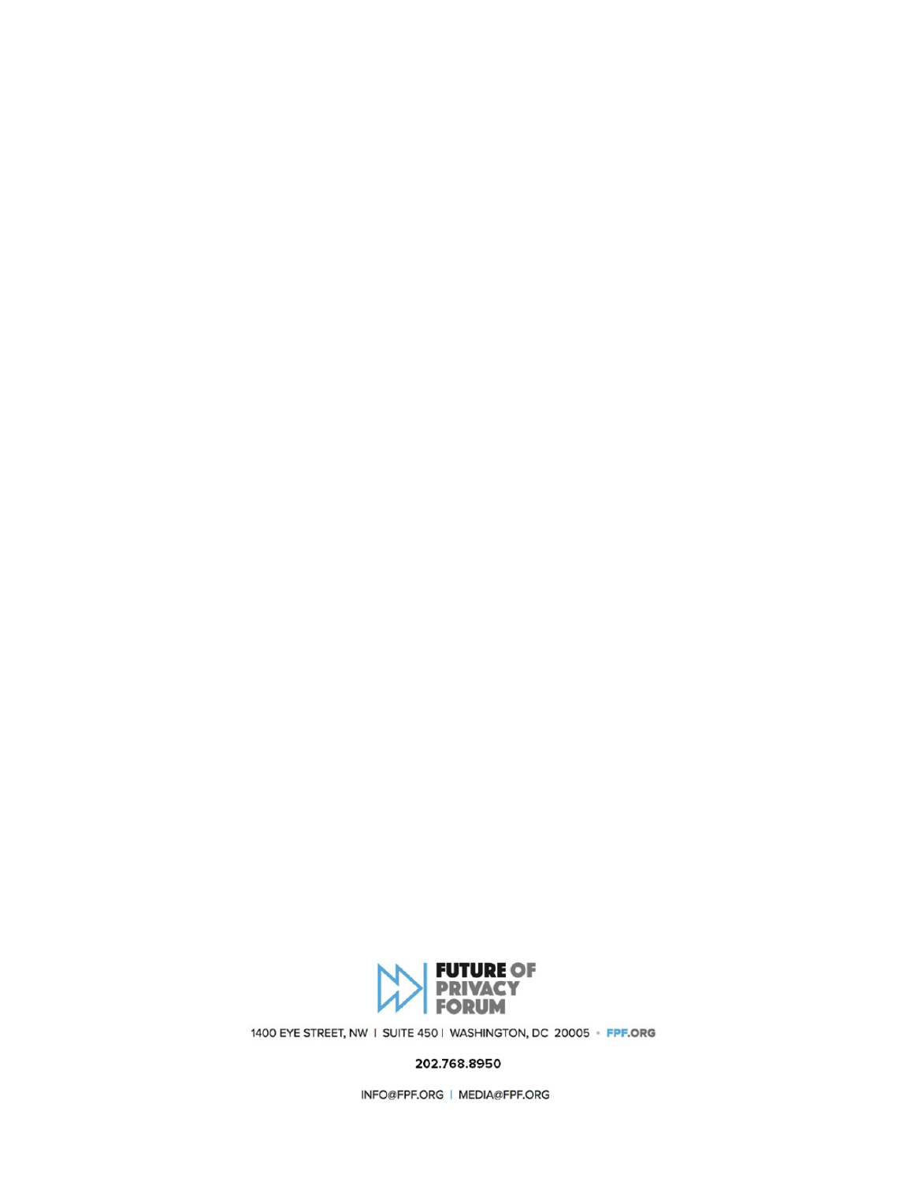FUTURE OF PRIVACY FORUM

1400 EYE STREET, NW | SUITE 450 | WASHINGTON, DC 20005 • FPF.ORG

202.768.8950

INFO@FPF.ORG | MEDIA@FPF.ORG